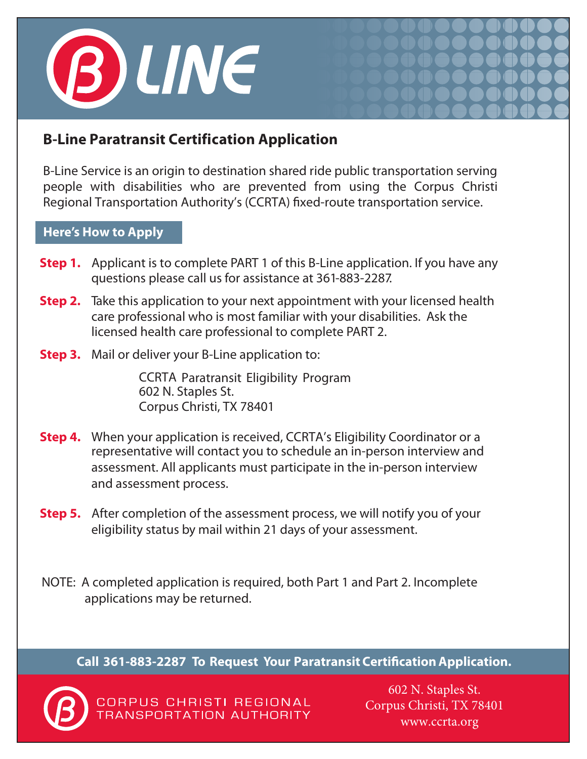# B-LINE

## B-Line Paratransit Certification Application

B-Line Service is an origin to destination shared ride public transportation serving people with disabilities who are prevented from using the Corpus Christi Regional Transportation Authority's (CCRTA) fixed-route transportation service.

### Here's How to Apply

**Step 1.** Applicant is to complete PART 1 of this B-Line application. If you have any questions please call us for assistance at 361-883-2287.

**Step 2.** Take this application to your next appointment with your licensed health care professional who is most familiar with your disabilities. Ask the licensed health care professional to complete PART 2.

**Step 3.** Mail or deliver your B-Line application to:

CCRTA Paratransit Eligibility Program
602 N. Staples St.
Corpus Christi, TX 78401

**Step 4.** When your application is received, CCRTA's Eligibility Coordinator or a representative will contact you to schedule an in-person interview and assessment. All applicants must participate in the in-person interview and assessment process.

**Step 5.** After completion of the assessment process, we will notify you of your eligibility status by mail within 21 days of your assessment.

NOTE: A completed application is required, both Part 1 and Part 2. Incomplete applications may be returned.

**Call 361-883-2287 To Request Your Paratransit Certification Application.**

CORPUS CHRISTI REGIONAL TRANSPORTATION AUTHORITY

602 N. Staples St.
Corpus Christi, TX 78401
www.ccrta.org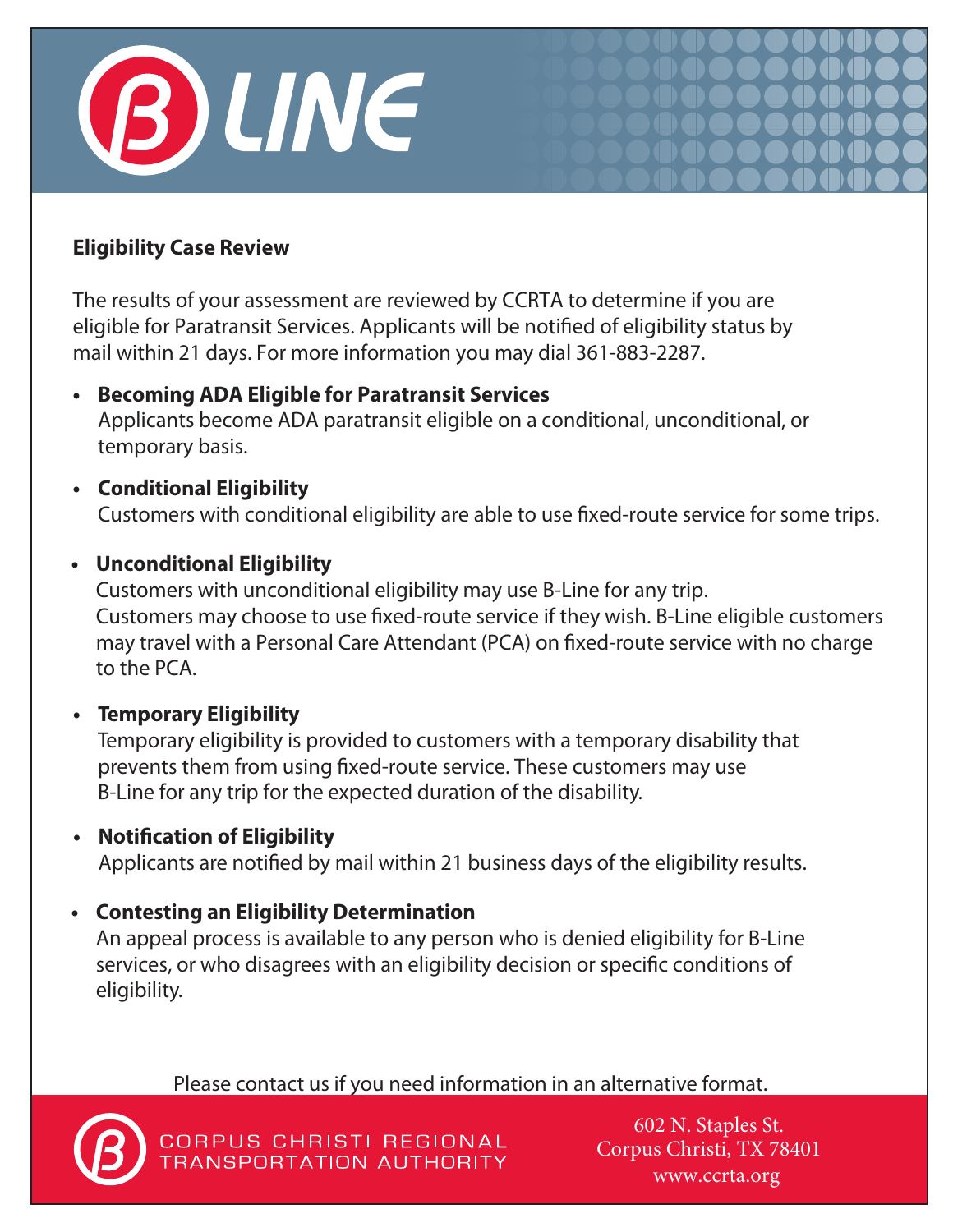B LINE

## Eligibility Case Review

The results of your assessment are reviewed by CCRTA to determine if you are eligible for Paratransit Services. Applicants will be notified of eligibility status by mail within 21 days. For more information you may dial 361-883-2287.

- **Becoming ADA Eligible for Paratransit Services**
  Applicants become ADA paratransit eligible on a conditional, unconditional, or temporary basis.
- **Conditional Eligibility**
  Customers with conditional eligibility are able to use fixed-route service for some trips.
- **Unconditional Eligibility**
  Customers with unconditional eligibility may use B-Line for any trip. Customers may choose to use fixed-route service if they wish. B-Line eligible customers may travel with a Personal Care Attendant (PCA) on fixed-route service with no charge to the PCA.
- **Temporary Eligibility**
  Temporary eligibility is provided to customers with a temporary disability that prevents them from using fixed-route service. These customers may use B-Line for any trip for the expected duration of the disability.
- **Notification of Eligibility**
  Applicants are notified by mail within 21 business days of the eligibility results.
- **Contesting an Eligibility Determination**
  An appeal process is available to any person who is denied eligibility for B-Line services, or who disagrees with an eligibility decision or specific conditions of eligibility.

Please contact us if you need information in an alternative format.

CORPUS CHRISTI REGIONAL TRANSPORTATION AUTHORITY

602 N. Staples St.
Corpus Christi, TX 78401
www.ccrta.org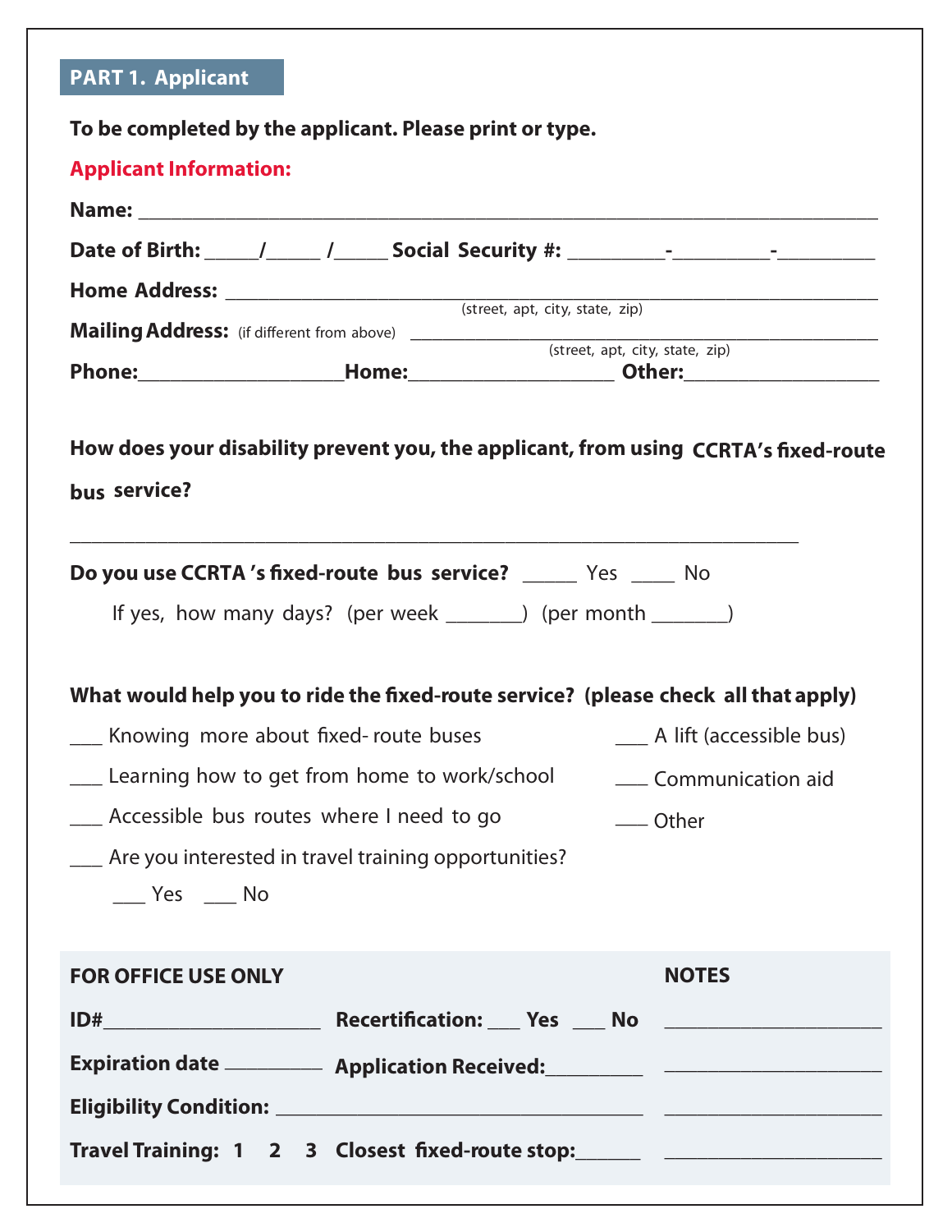## PART 1. Applicant

**To be completed by the applicant. Please print or type.**

**Applicant Information:**

**Name:** ____________________________________________________________________

**Date of Birth:** _____/_____ /_____ **Social Security #:** _________-_________-_________

**Home Address:** ____________________________________________________________
(street, apt, city, state, zip)

**Mailing Address:** (if different from above) ______________________________________________
(street, apt, city, state, zip)

**Phone:**___________________**Home:**___________________ **Other:**___________________

**How does your disability prevent you, the applicant, from using CCRTA's fixed-route bus service?**

____________________________________________________________________

**Do you use CCRTA 's fixed-route bus service?** _____ Yes ____ No

If yes, how many days? (per week _______) (per month _______)

**What would help you to ride the fixed-route service? (please check all that apply)**

- ___ Knowing more about fixed- route buses
- ___ Learning how to get from home to work/school
- ___ Accessible bus routes where I need to go
- ___ Are you interested in travel training opportunities?
  ___ Yes ___ No
- ___ A lift (accessible bus)
- ___ Communication aid
- ___ Other

**FOR OFFICE USE ONLY**

**ID#**____________________ **Recertification:** ___ **Yes** ___ **No**

**Expiration date** _________ **Application Received:**_________

**Eligibility Condition:** ___________________________________

**Travel Training: 1 2 3 Closest fixed-route stop:**______

**NOTES**

____________________

____________________

____________________

____________________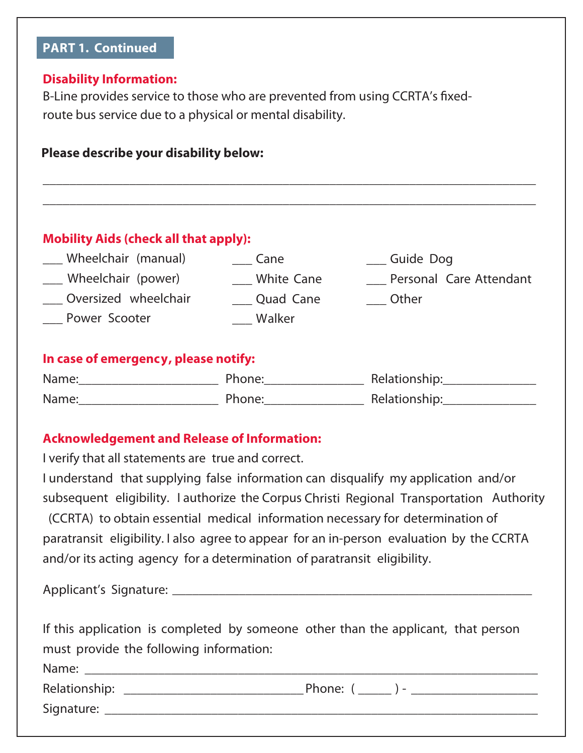## PART 1. Continued

**Disability Information:**

B-Line provides service to those who are prevented from using CCRTA's fixed-route bus service due to a physical or mental disability.

**Please describe your disability below:**

_______________________________________________________________________________

_______________________________________________________________________________

**Mobility Aids (check all that apply):**

___ Wheelchair (manual)
___ Wheelchair (power)
___ Oversized wheelchair
___ Power Scooter
___ Cane
___ White Cane
___ Quad Cane
___ Walker
___ Guide Dog
___ Personal Care Attendant
___ Other

**In case of emergency, please notify:**

Name:_____________________ Phone:_______________ Relationship:______________

Name:_____________________ Phone:_______________ Relationship:______________

**Acknowledgement and Release of Information:**

I verify that all statements are true and correct.

I understand that supplying false information can disqualify my application and/or subsequent eligibility. I authorize the Corpus Christi Regional Transportation Authority (CCRTA) to obtain essential medical information necessary for determination of paratransit eligibility. I also agree to appear for an in-person evaluation by the CCRTA and/or its acting agency for a determination of paratransit eligibility.

Applicant's Signature: ______________________________________________________

If this application is completed by someone other than the applicant, that person must provide the following information:

Name: _______________________________________________________________________

Relationship: ___________________________ Phone: ( _____ ) - ___________________

Signature: ___________________________________________________________________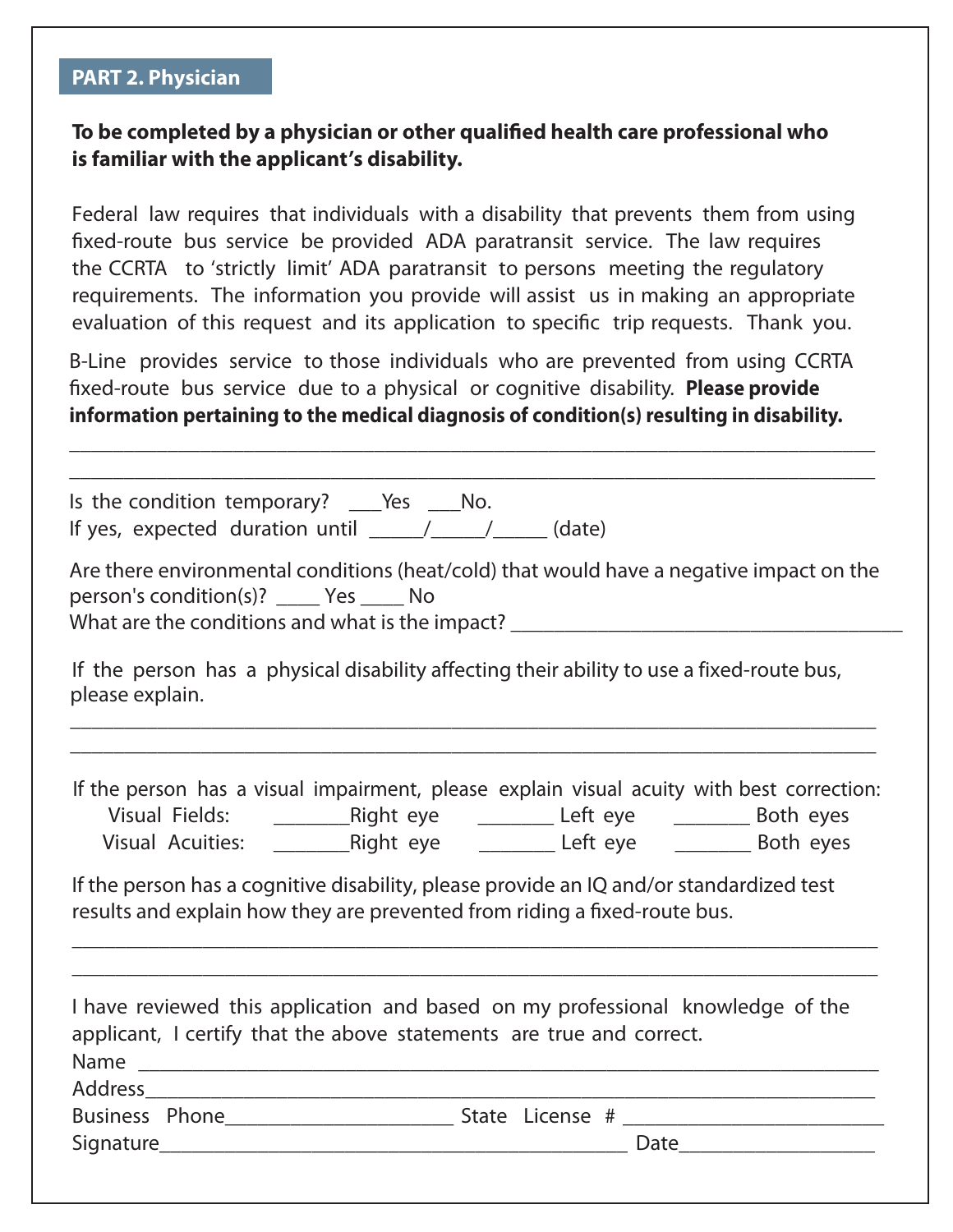## PART 2. Physician

**To be completed by a physician or other qualified health care professional who is familiar with the applicant's disability.**

Federal law requires that individuals with a disability that prevents them from using fixed-route bus service be provided ADA paratransit service. The law requires the CCRTA to 'strictly limit' ADA paratransit to persons meeting the regulatory requirements. The information you provide will assist us in making an appropriate evaluation of this request and its application to specific trip requests. Thank you.

B-Line provides service to those individuals who are prevented from using CCRTA fixed-route bus service due to a physical or cognitive disability. **Please provide information pertaining to the medical diagnosis of condition(s) resulting in disability.**

______________________________________________________________________________

______________________________________________________________________________

Is the condition temporary? ___Yes ___No.
If yes, expected duration until _____/_____/_____ (date)

Are there environmental conditions (heat/cold) that would have a negative impact on the person's condition(s)? ____ Yes ____ No
What are the conditions and what is the impact? ______________________________________

If the person has a physical disability affecting their ability to use a fixed-route bus, please explain.

______________________________________________________________________________

______________________________________________________________________________

If the person has a visual impairment, please explain visual acuity with best correction:

| | | | |
|---|---|---|---|
| Visual Fields: | _______Right eye | _______ Left eye | _______ Both eyes |
| Visual Acuities: | _______Right eye | _______ Left eye | _______ Both eyes |

If the person has a cognitive disability, please provide an IQ and/or standardized test results and explain how they are prevented from riding a fixed-route bus.

______________________________________________________________________________

______________________________________________________________________________

I have reviewed this application and based on my professional knowledge of the applicant, I certify that the above statements are true and correct.

Name ________________________________________________________________________

Address______________________________________________________________________

Business Phone_____________________ State License # _________________________

Signature__________________________________________ Date__________________